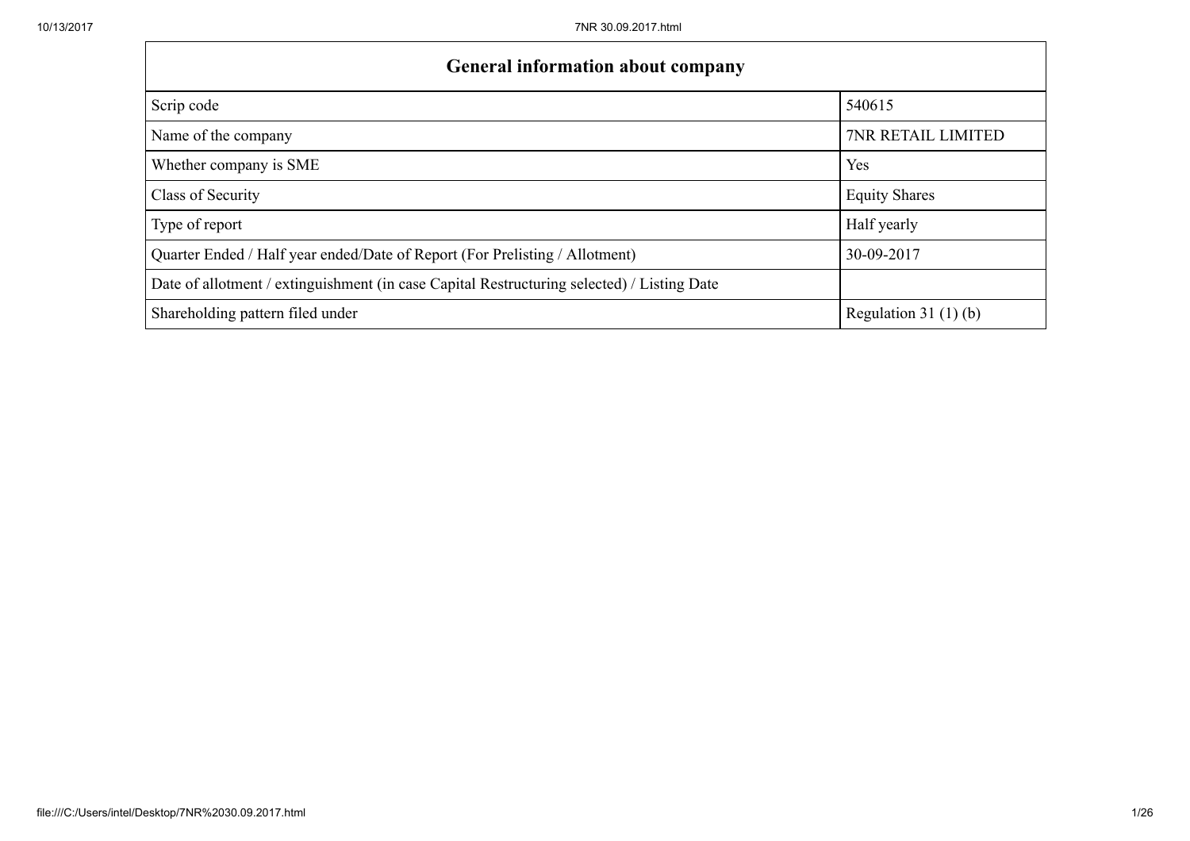| General information about company | |
|---|---|
| Scrip code | 540615 |
| Name of the company | 7NR RETAIL LIMITED |
| Whether company is SME | Yes |
| Class of Security | Equity Shares |
| Type of report | Half yearly |
| Quarter Ended / Half year ended/Date of Report (For Prelisting / Allotment) | 30-09-2017 |
| Date of allotment / extinguishment (in case Capital Restructuring selected) / Listing Date | |
| Shareholding pattern filed under | Regulation 31 (1) (b) |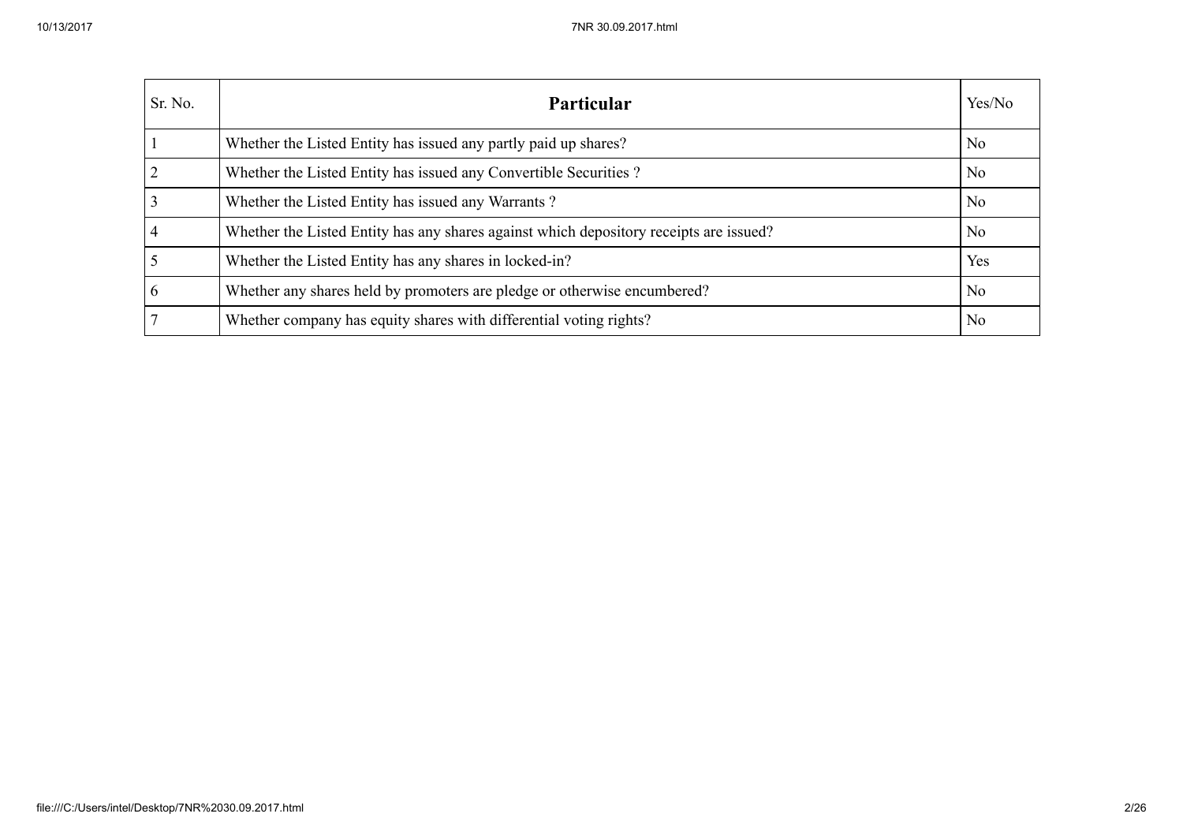| Sr. No. | **Particular** | Yes/No |
|---|---|---|
| 1 | Whether the Listed Entity has issued any partly paid up shares? | No |
| 2 | Whether the Listed Entity has issued any Convertible Securities ? | No |
| 3 | Whether the Listed Entity has issued any Warrants ? | No |
| 4 | Whether the Listed Entity has any shares against which depository receipts are issued? | No |
| 5 | Whether the Listed Entity has any shares in locked-in? | Yes |
| 6 | Whether any shares held by promoters are pledge or otherwise encumbered? | No |
| 7 | Whether company has equity shares with differential voting rights? | No |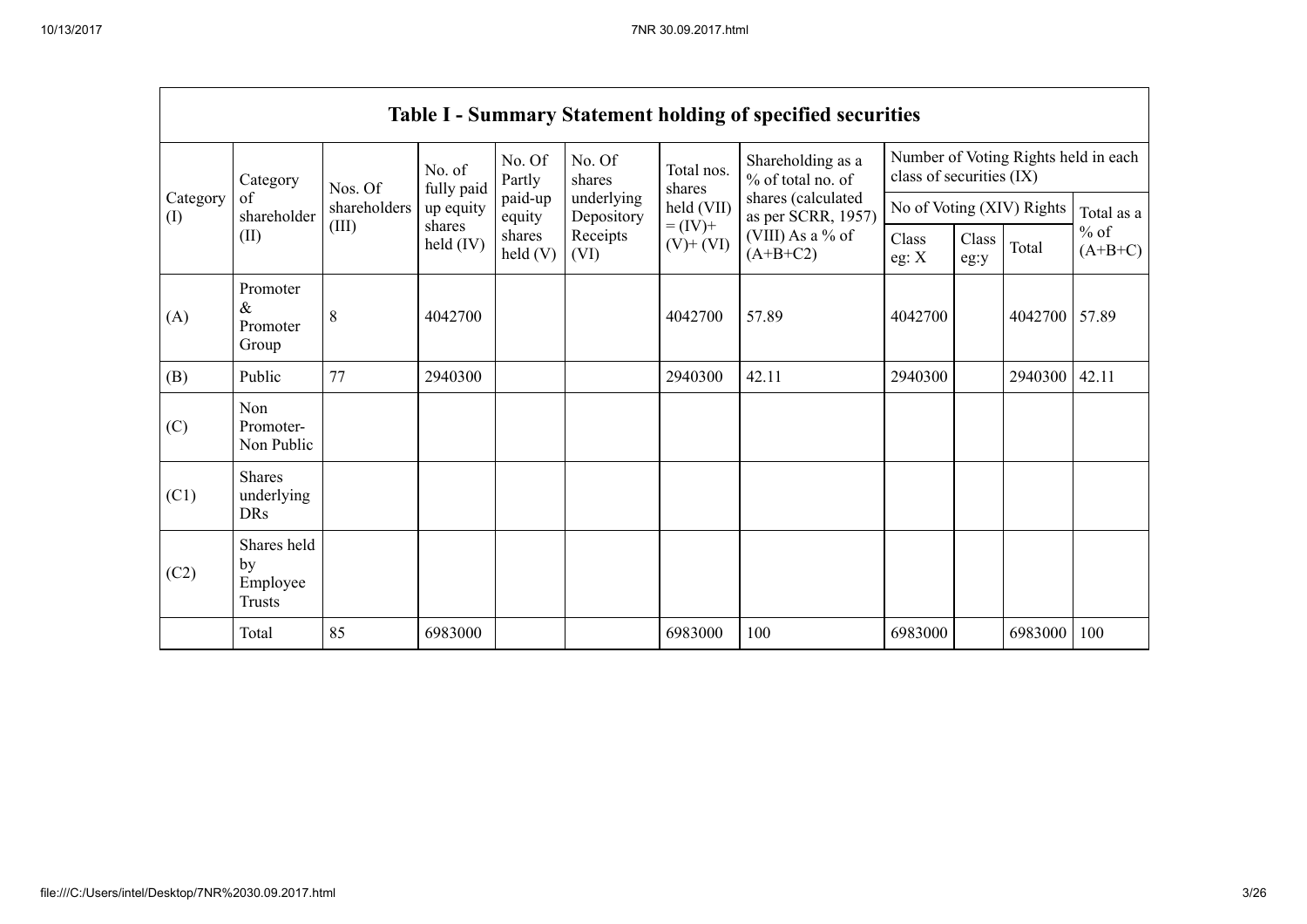| Table I - Summary Statement holding of specified securities | | | | | | | | | | | | |
|---|---|---|---|---|---|---|---|---|---|---|---|---|
| Category (I) | Category of shareholder (II) | Nos. Of shareholders (III) | No. of fully paid up equity shares held (IV) | No. Of Partly paid-up equity shares held (V) | No. Of shares underlying Depository Receipts (VI) | Total nos. shares held (VII) = (IV)+ (V)+ (VI) | Shareholding as a % of total no. of shares (calculated as per SCRR, 1957) (VIII) As a % of (A+B+C2) | Number of Voting Rights held in each class of securities (IX) | | | |
| | | | | | | | | No of Voting (XIV) Rights | | | Total as a % of (A+B+C) |
| | | | | | | | | Class eg: X | Class eg:y | Total | |
| (A) | Promoter & Promoter Group | 8 | 4042700 | | | 4042700 | 57.89 | 4042700 | | 4042700 | 57.89 |
| (B) | Public | 77 | 2940300 | | | 2940300 | 42.11 | 2940300 | | 2940300 | 42.11 |
| (C) | Non Promoter- Non Public | | | | | | | | | | |
| (C1) | Shares underlying DRs | | | | | | | | | | |
| (C2) | Shares held by Employee Trusts | | | | | | | | | | |
| | Total | 85 | 6983000 | | | 6983000 | 100 | 6983000 | | 6983000 | 100 |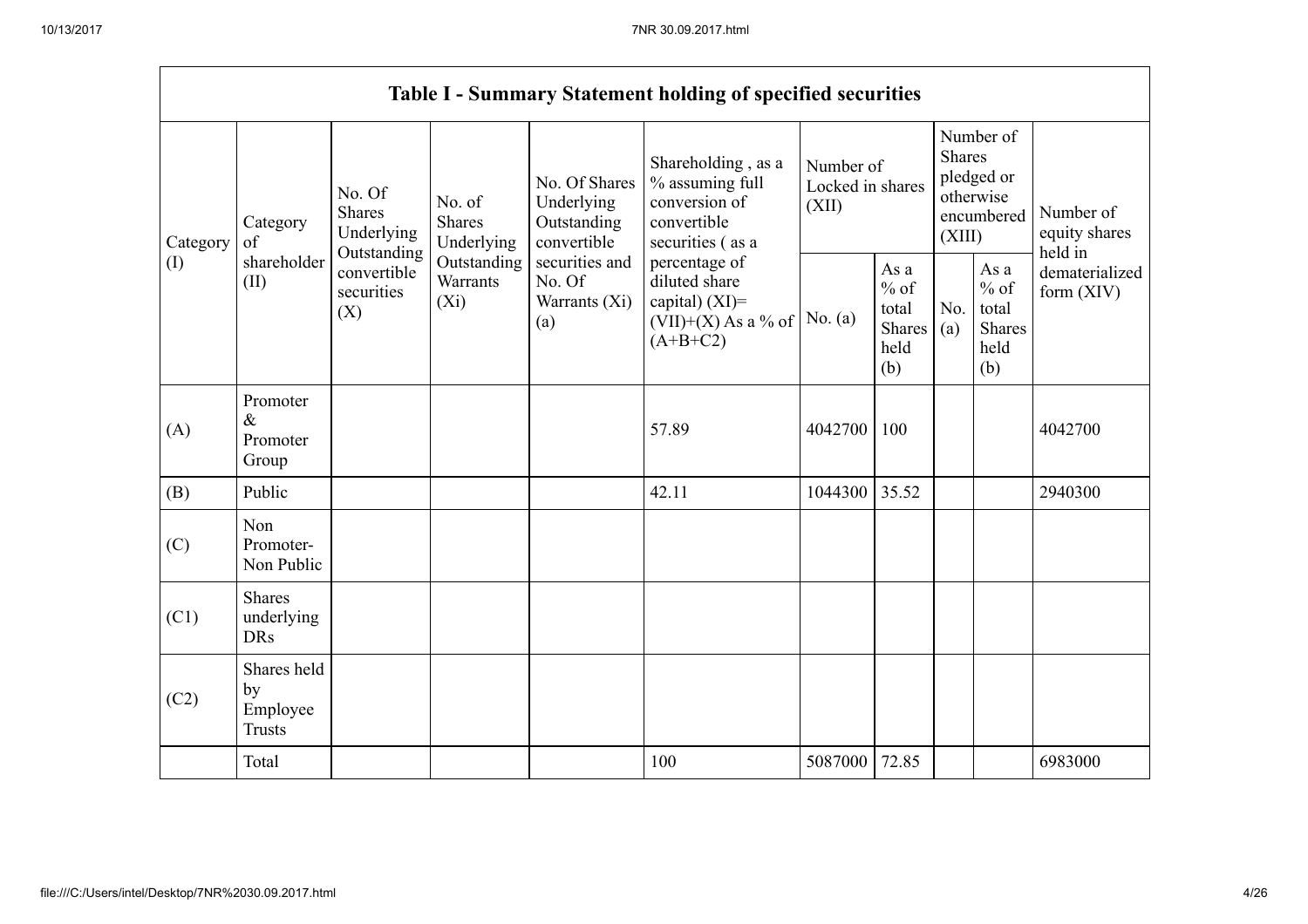# Table I - Summary Statement holding of specified securities

| Category (I) | Category of shareholder (II) | No. Of Shares Underlying Outstanding convertible securities (X) | No. of Shares Underlying Outstanding Warrants (Xi) | No. Of Shares Underlying Outstanding convertible securities and No. Of Warrants (Xi) (a) | Shareholding , as a % assuming full conversion of convertible securities ( as a percentage of diluted share capital) (XI)= (VII)+(X) As a % of (A+B+C2) | Number of Locked in shares (XII) | | Number of Shares pledged or otherwise encumbered (XIII) | | Number of equity shares held in dematerialized form (XIV) |
|---|---|---|---|---|---|---|---|---|---|---|
| | | | | | | No. (a) | As a % of total Shares held (b) | No. (a) | As a % of total Shares held (b) | |
| (A) | Promoter & Promoter Group | | | | 57.89 | 4042700 | 100 | | | 4042700 |
| (B) | Public | | | | 42.11 | 1044300 | 35.52 | | | 2940300 |
| (C) | Non Promoter- Non Public | | | | | | | | | |
| (C1) | Shares underlying DRs | | | | | | | | | |
| (C2) | Shares held by Employee Trusts | | | | | | | | | |
| | Total | | | | 100 | 5087000 | 72.85 | | | 6983000 |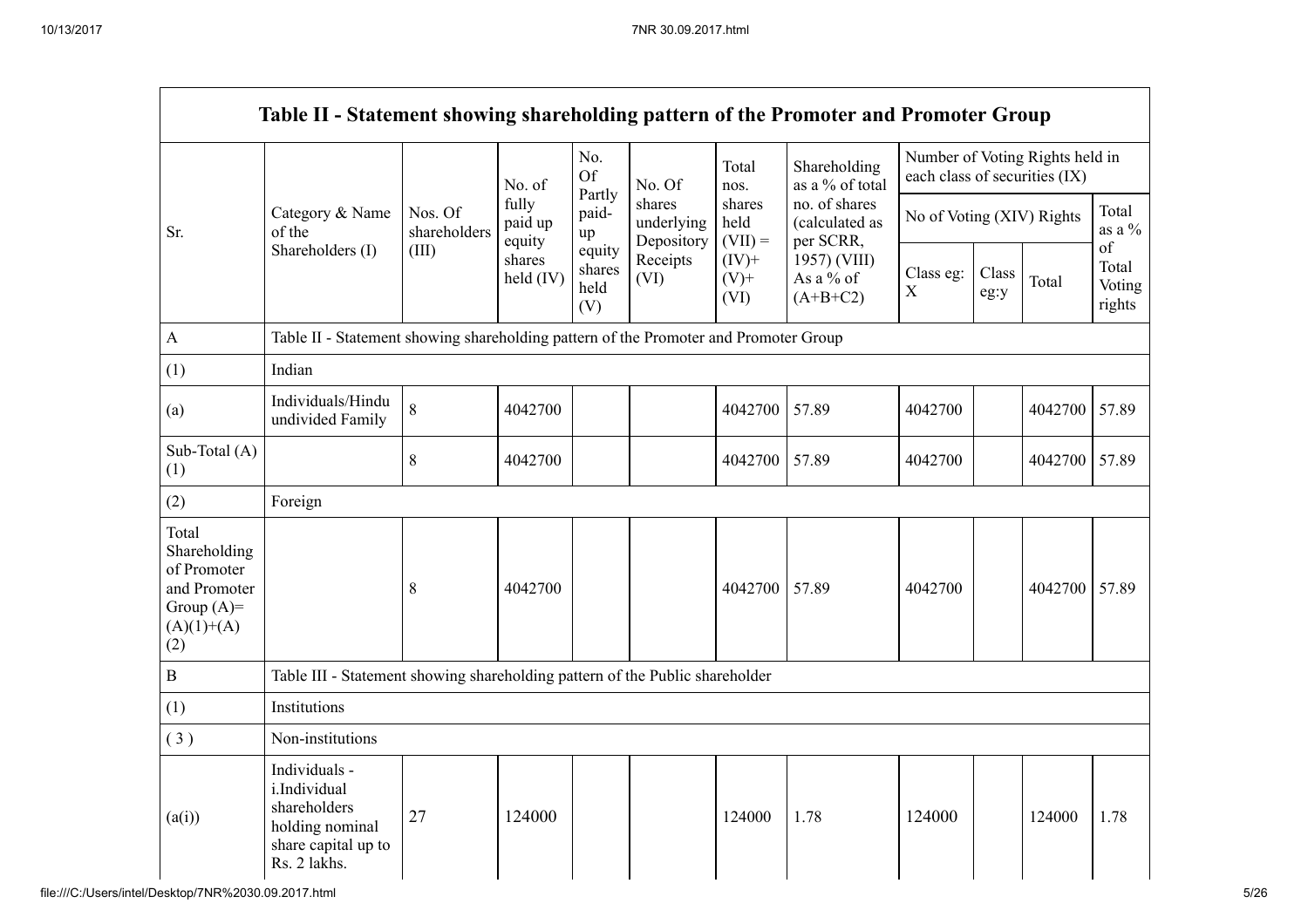| Table II - Statement showing shareholding pattern of the Promoter and Promoter Group | | | | | | | | | | | | |
|---|---|---|---|---|---|---|---|---|---|---|---|---|
| Sr. | Category & Name of the Shareholders (I) | Nos. Of shareholders (III) | No. of fully paid up equity shares held (IV) | No. Of Partly paid-up equity shares held (V) | No. Of shares underlying Depository Receipts (VI) | Total nos. shares held (VII) = (IV)+ (V)+ (VI) | Shareholding as a % of total no. of shares (calculated as per SCRR, 1957) (VIII) As a % of (A+B+C2) | Number of Voting Rights held in each class of securities (IX) | | | |
| | | | | | | | | No of Voting (XIV) Rights | | | Total as a % of Total Voting rights |
| | | | | | | | | Class eg: X | Class eg:y | Total | |
| A | Table II - Statement showing shareholding pattern of the Promoter and Promoter Group | | | | | | | | | | |
| (1) | Indian | | | | | | | | | | |
| (a) | Individuals/Hindu undivided Family | 8 | 4042700 | | | 4042700 | 57.89 | 4042700 | | 4042700 | 57.89 |
| Sub-Total (A)(1) | | 8 | 4042700 | | | 4042700 | 57.89 | 4042700 | | 4042700 | 57.89 |
| (2) | Foreign | | | | | | | | | | |
| Total Shareholding of Promoter and Promoter Group (A)=(A)(1)+(A)(2) | | 8 | 4042700 | | | 4042700 | 57.89 | 4042700 | | 4042700 | 57.89 |
| B | Table III - Statement showing shareholding pattern of the Public shareholder | | | | | | | | | | |
| (1) | Institutions | | | | | | | | | | |
| (3) | Non-institutions | | | | | | | | | | |
| (a(i)) | Individuals - i.Individual shareholders holding nominal share capital up to Rs. 2 lakhs. | 27 | 124000 | | | 124000 | 1.78 | 124000 | | 124000 | 1.78 |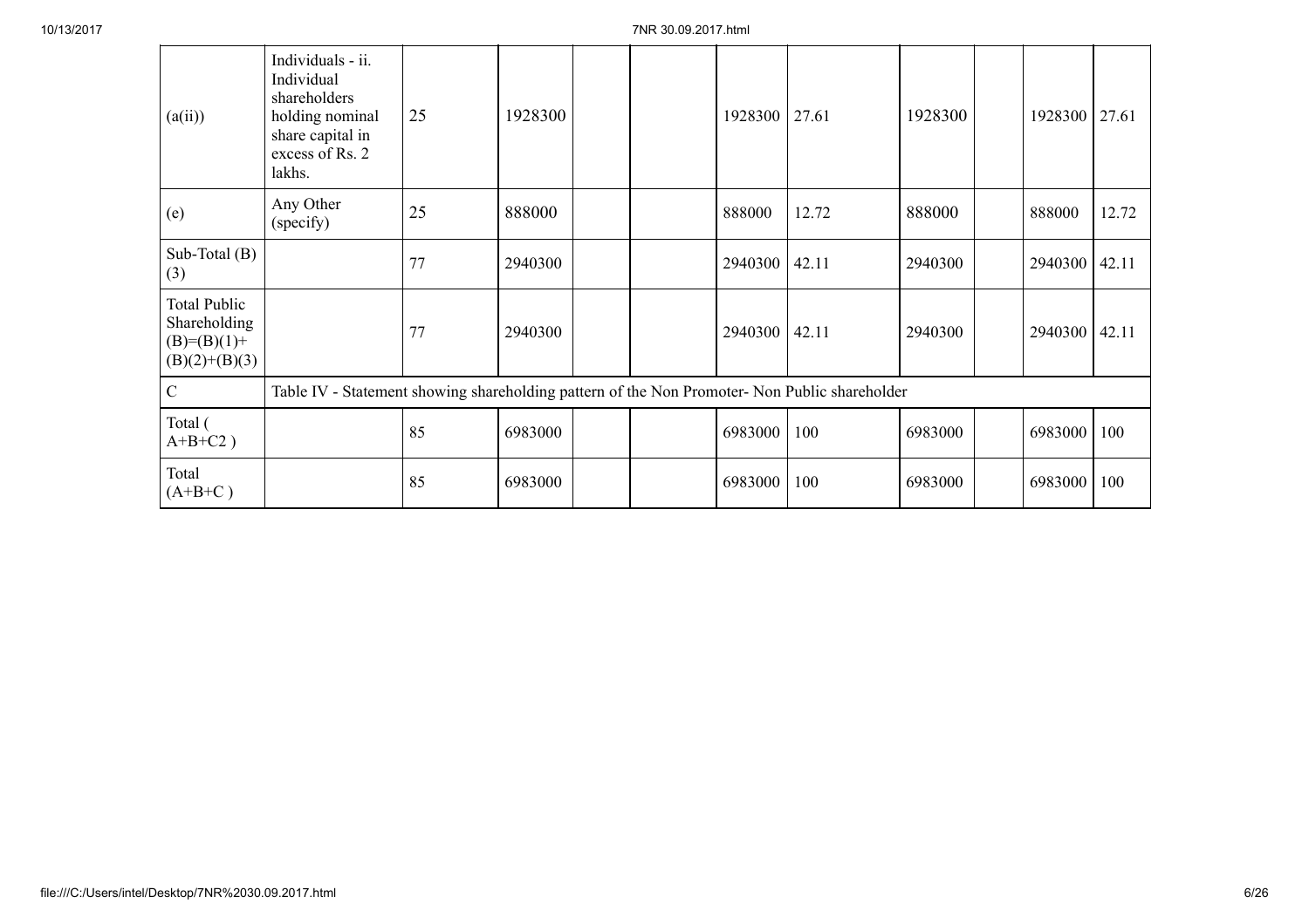| (a(ii)) | Individuals - ii. Individual shareholders holding nominal share capital in excess of Rs. 2 lakhs. | 25 | 1928300 | | | 1928300 | 27.61 | 1928300 | | 1928300 | 27.61 |
|---|---|---|---|---|---|---|---|---|---|---|---|
| (e) | Any Other (specify) | 25 | 888000 | | | 888000 | 12.72 | 888000 | | 888000 | 12.72 |
| Sub-Total (B)(3) | | 77 | 2940300 | | | 2940300 | 42.11 | 2940300 | | 2940300 | 42.11 |
| Total Public Shareholding (B)=(B)(1)+(B)(2)+(B)(3) | | 77 | 2940300 | | | 2940300 | 42.11 | 2940300 | | 2940300 | 42.11 |
| C | Table IV - Statement showing shareholding pattern of the Non Promoter- Non Public shareholder | | | | | | | | | | |
| Total ( A+B+C2 ) | | 85 | 6983000 | | | 6983000 | 100 | 6983000 | | 6983000 | 100 |
| Total (A+B+C ) | | 85 | 6983000 | | | 6983000 | 100 | 6983000 | | 6983000 | 100 |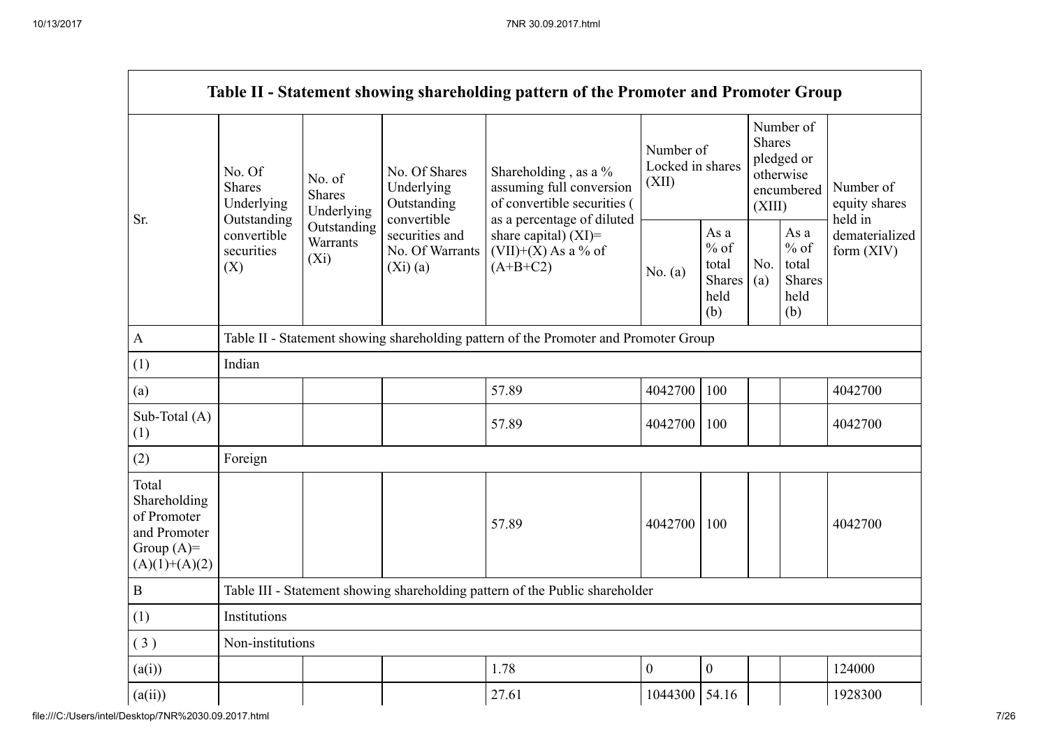| Table II - Statement showing shareholding pattern of the Promoter and Promoter Group | | | | | | | | | |
|---|---|---|---|---|---|---|---|---|---|
| Sr. | No. Of Shares Underlying Outstanding convertible securities (X) | No. of Shares Underlying Outstanding Warrants (Xi) | No. Of Shares Underlying Outstanding convertible securities and No. Of Warrants (Xi) (a) | Shareholding , as a % assuming full conversion of convertible securities ( as a percentage of diluted share capital) (XI)= (VII)+(X) As a % of (A+B+C2) | Number of Locked in shares (XII) | | Number of Shares pledged or otherwise encumbered (XIII) | | Number of equity shares held in dematerialized form (XIV) |
| | | | | | No. (a) | As a % of total Shares held (b) | No. (a) | As a % of total Shares held (b) | |
| A | Table II - Statement showing shareholding pattern of the Promoter and Promoter Group | | | | | | | | |
| (1) | Indian | | | | | | | | |
| (a) | | | | 57.89 | 4042700 | 100 | | | 4042700 |
| Sub-Total (A) (1) | | | | 57.89 | 4042700 | 100 | | | 4042700 |
| (2) | Foreign | | | | | | | | |
| Total Shareholding of Promoter and Promoter Group (A)= (A)(1)+(A)(2) | | | | 57.89 | 4042700 | 100 | | | 4042700 |
| B | Table III - Statement showing shareholding pattern of the Public shareholder | | | | | | | | |
| (1) | Institutions | | | | | | | | |
| ( 3 ) | Non-institutions | | | | | | | | |
| (a(i)) | | | | 1.78 | 0 | 0 | | | 124000 |
| (a(ii)) | | | | 27.61 | 1044300 | 54.16 | | | 1928300 |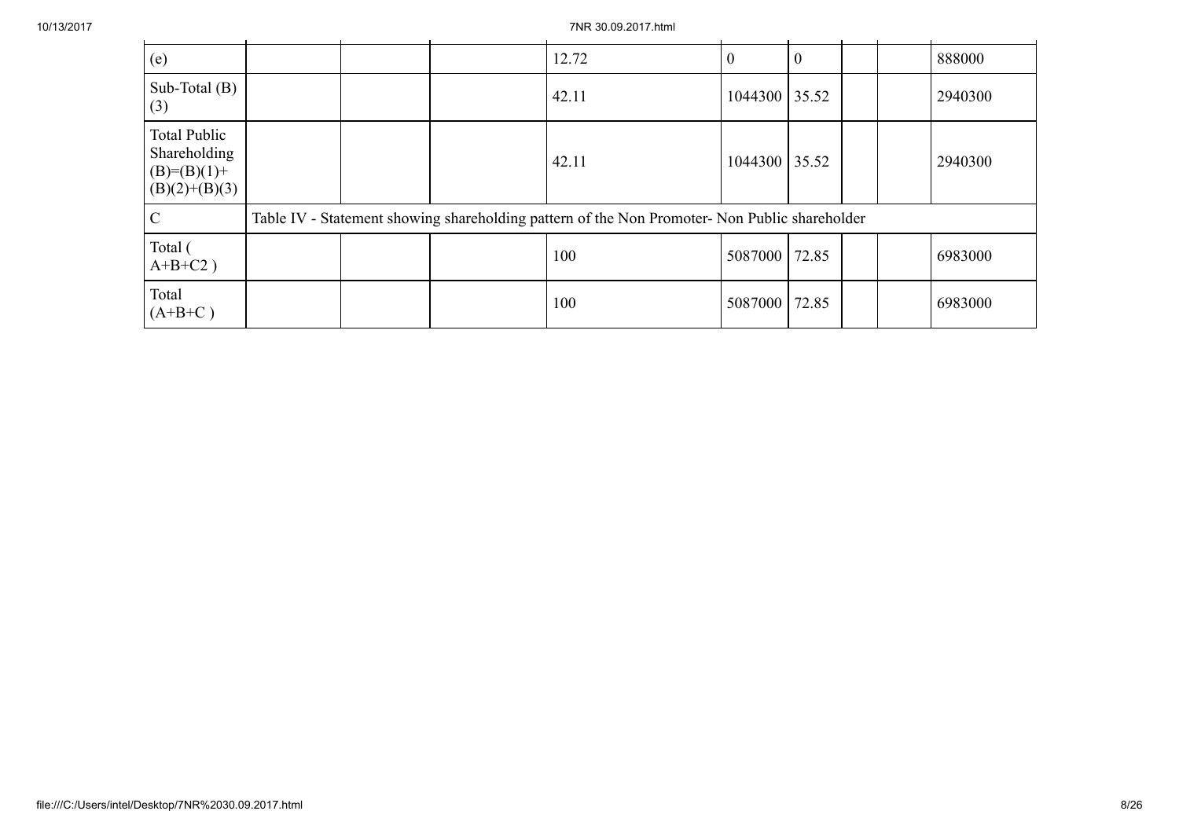| | | | | | | | | | |
|---|---|---|---|---|---|---|---|---|---|
| (e) | | | | 12.72 | 0 | 0 | | | 888000 |
| Sub-Total (B)(3) | | | | 42.11 | 1044300 | 35.52 | | | 2940300 |
| Total Public Shareholding (B)=(B)(1)+(B)(2)+(B)(3) | | | | 42.11 | 1044300 | 35.52 | | | 2940300 |
| C | Table IV - Statement showing shareholding pattern of the Non Promoter- Non Public shareholder | | | | | | | | |
| Total ( A+B+C2 ) | | | | 100 | 5087000 | 72.85 | | | 6983000 |
| Total (A+B+C ) | | | | 100 | 5087000 | 72.85 | | | 6983000 |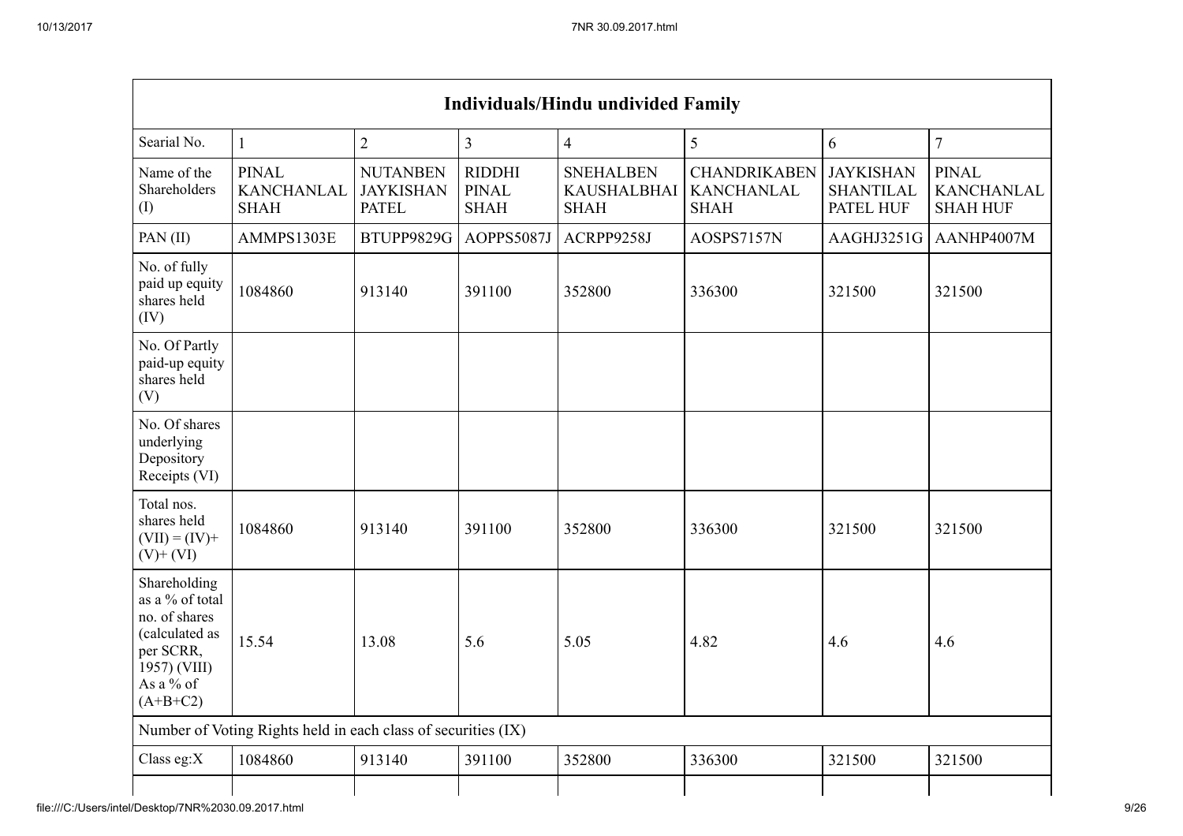| Individuals/Hindu undivided Family | | | | | | | |
|---|---|---|---|---|---|---|---|
| Searial No. | 1 | 2 | 3 | 4 | 5 | 6 | 7 |
| Name of the Shareholders (I) | PINAL KANCHANLAL SHAH | NUTANBEN JAYKISHAN PATEL | RIDDHI PINAL SHAH | SNEHALBEN KAUSHALBHAI SHAH | CHANDRIKABEN KANCHANLAL SHAH | JAYKISHAN SHANTILAL PATEL HUF | PINAL KANCHANLAL SHAH HUF |
| PAN (II) | AMMPS1303E | BTUPP9829G | AOPPS5087J | ACRPP9258J | AOSPS7157N | AAGHJ3251G | AANHP4007M |
| No. of fully paid up equity shares held (IV) | 1084860 | 913140 | 391100 | 352800 | 336300 | 321500 | 321500 |
| No. Of Partly paid-up equity shares held (V) | | | | | | | |
| No. Of shares underlying Depository Receipts (VI) | | | | | | | |
| Total nos. shares held (VII) = (IV)+ (V)+ (VI) | 1084860 | 913140 | 391100 | 352800 | 336300 | 321500 | 321500 |
| Shareholding as a % of total no. of shares (calculated as per SCRR, 1957) (VIII) As a % of (A+B+C2) | 15.54 | 13.08 | 5.6 | 5.05 | 4.82 | 4.6 | 4.6 |
| Number of Voting Rights held in each class of securities (IX) | | | | | | | |
| Class eg:X | 1084860 | 913140 | 391100 | 352800 | 336300 | 321500 | 321500 |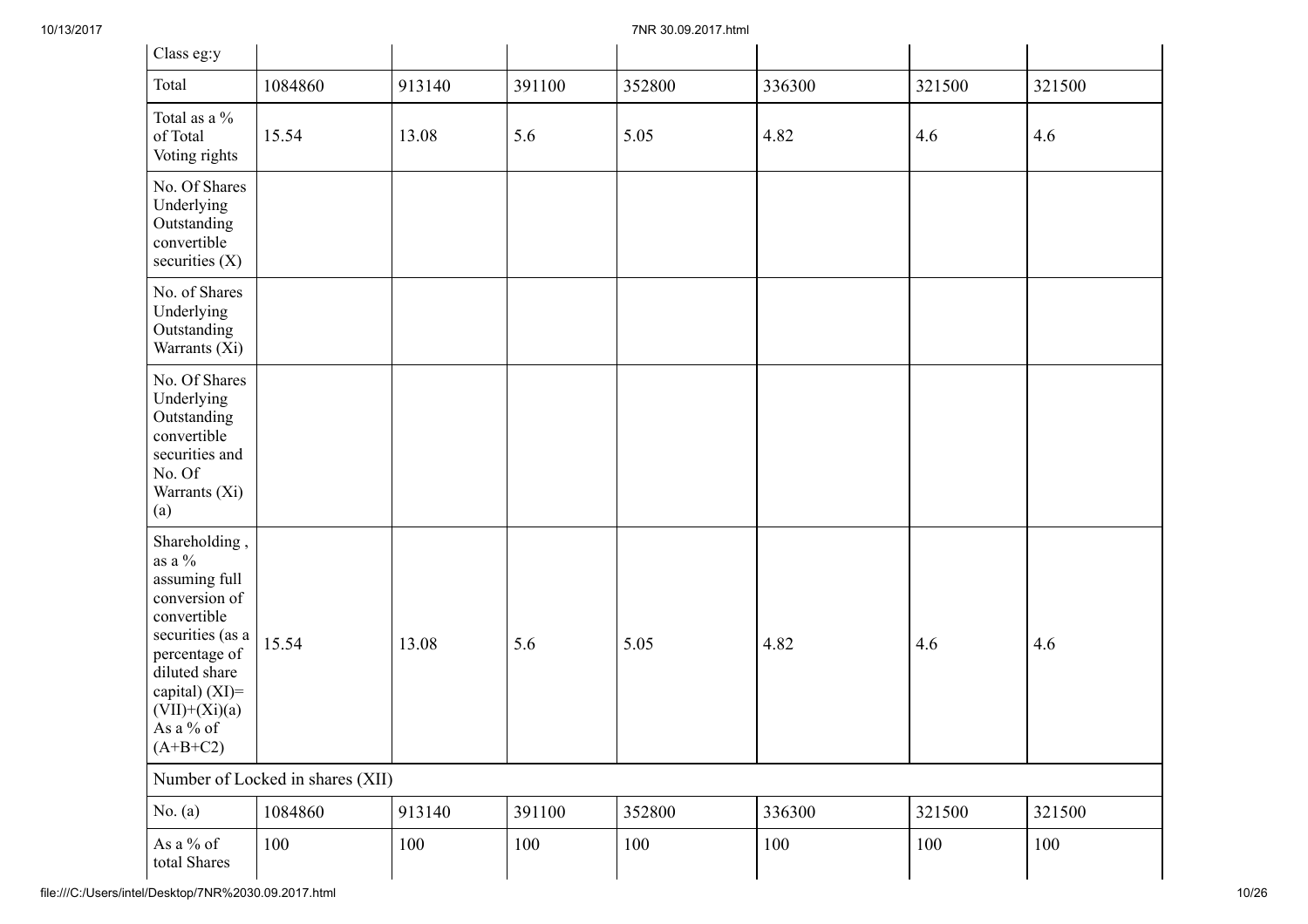| Class eg:y | | | | | | | |
|---|---|---|---|---|---|---|---|
| Total | 1084860 | 913140 | 391100 | 352800 | 336300 | 321500 | 321500 |
| Total as a % of Total Voting rights | 15.54 | 13.08 | 5.6 | 5.05 | 4.82 | 4.6 | 4.6 |
| No. Of Shares Underlying Outstanding convertible securities (X) | | | | | | | |
| No. of Shares Underlying Outstanding Warrants (Xi) | | | | | | | |
| No. Of Shares Underlying Outstanding convertible securities and No. Of Warrants (Xi) (a) | | | | | | | |
| Shareholding , as a % assuming full conversion of convertible securities (as a percentage of diluted share capital) (XI)= (VII)+(Xi)(a) As a % of (A+B+C2) | 15.54 | 13.08 | 5.6 | 5.05 | 4.82 | 4.6 | 4.6 |
| Number of Locked in shares (XII) | | | | | | | |
| No. (a) | 1084860 | 913140 | 391100 | 352800 | 336300 | 321500 | 321500 |
| As a % of total Shares | 100 | 100 | 100 | 100 | 100 | 100 | 100 |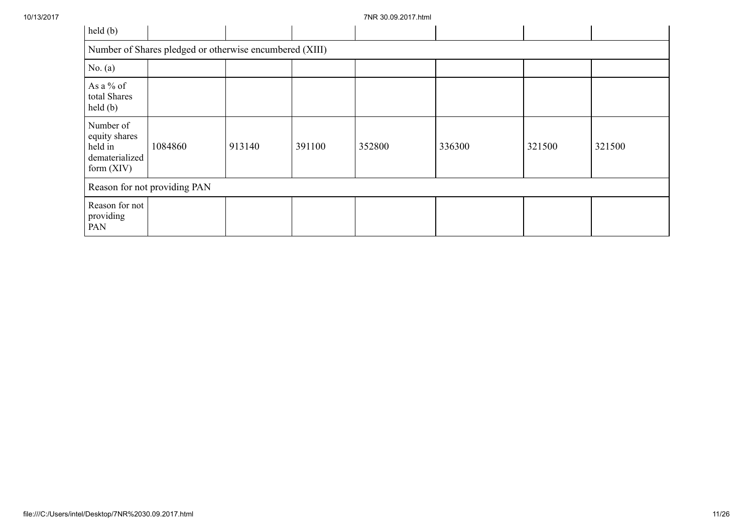| held (b) | | | | | | | |
|---|---|---|---|---|---|---|---|
| Number of Shares pledged or otherwise encumbered (XIII) | | | | | | | |
| No. (a) | | | | | | | |
| As a % of total Shares held (b) | | | | | | | |
| Number of equity shares held in dematerialized form (XIV) | 1084860 | 913140 | 391100 | 352800 | 336300 | 321500 | 321500 |
| Reason for not providing PAN | | | | | | | |
| Reason for not providing PAN | | | | | | | |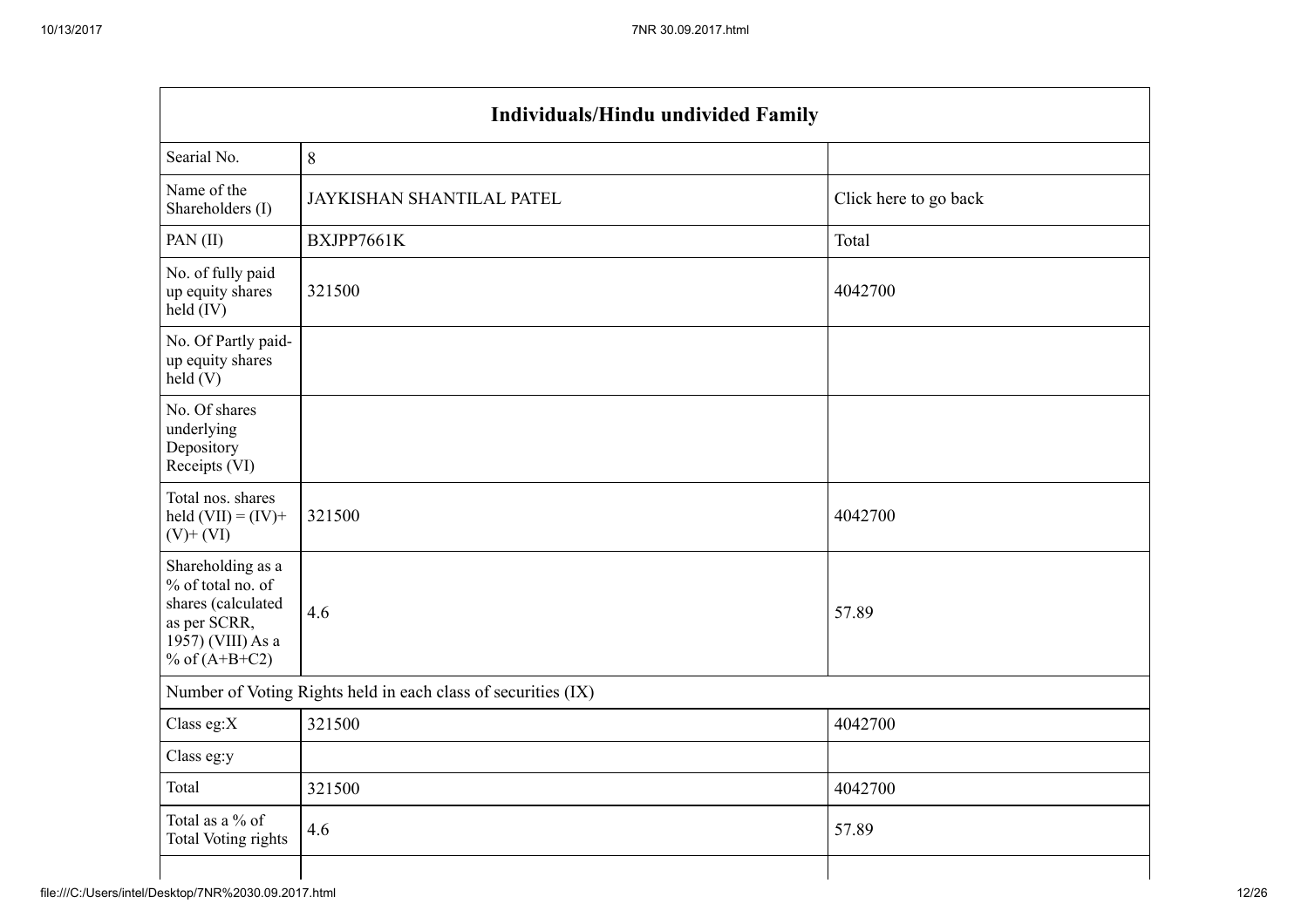| Individuals/Hindu undivided Family | | |
|---|---|---|
| Searial No. | 8 | |
| Name of the Shareholders (I) | JAYKISHAN SHANTILAL PATEL | Click here to go back |
| PAN (II) | BXJPP7661K | Total |
| No. of fully paid up equity shares held (IV) | 321500 | 4042700 |
| No. Of Partly paid-up equity shares held (V) | | |
| No. Of shares underlying Depository Receipts (VI) | | |
| Total nos. shares held (VII) = (IV)+ (V)+ (VI) | 321500 | 4042700 |
| Shareholding as a % of total no. of shares (calculated as per SCRR, 1957) (VIII) As a % of (A+B+C2) | 4.6 | 57.89 |
| Number of Voting Rights held in each class of securities (IX) | | |
| Class eg:X | 321500 | 4042700 |
| Class eg:y | | |
| Total | 321500 | 4042700 |
| Total as a % of Total Voting rights | 4.6 | 57.89 |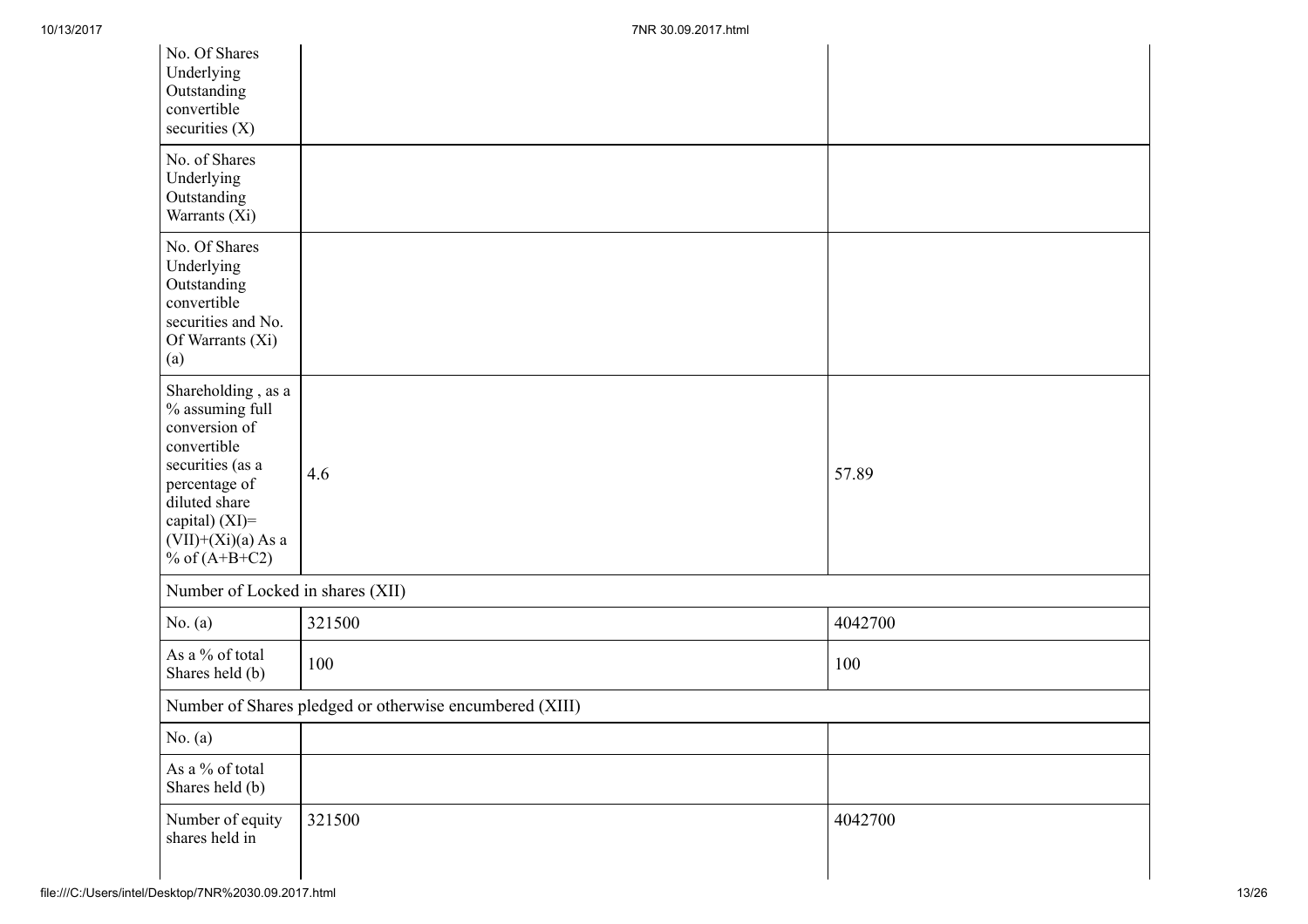| | | |
|---|---|---|
| No. Of Shares Underlying Outstanding convertible securities (X) | | |
| No. of Shares Underlying Outstanding Warrants (Xi) | | |
| No. Of Shares Underlying Outstanding convertible securities and No. Of Warrants (Xi) (a) | | |
| Shareholding , as a % assuming full conversion of convertible securities (as a percentage of diluted share capital) (XI)= (VII)+(Xi)(a) As a % of (A+B+C2) | 4.6 | 57.89 |
| Number of Locked in shares (XII) | | |
| No. (a) | 321500 | 4042700 |
| As a % of total Shares held (b) | 100 | 100 |
| Number of Shares pledged or otherwise encumbered (XIII) | | |
| No. (a) | | |
| As a % of total Shares held (b) | | |
| Number of equity shares held in | 321500 | 4042700 |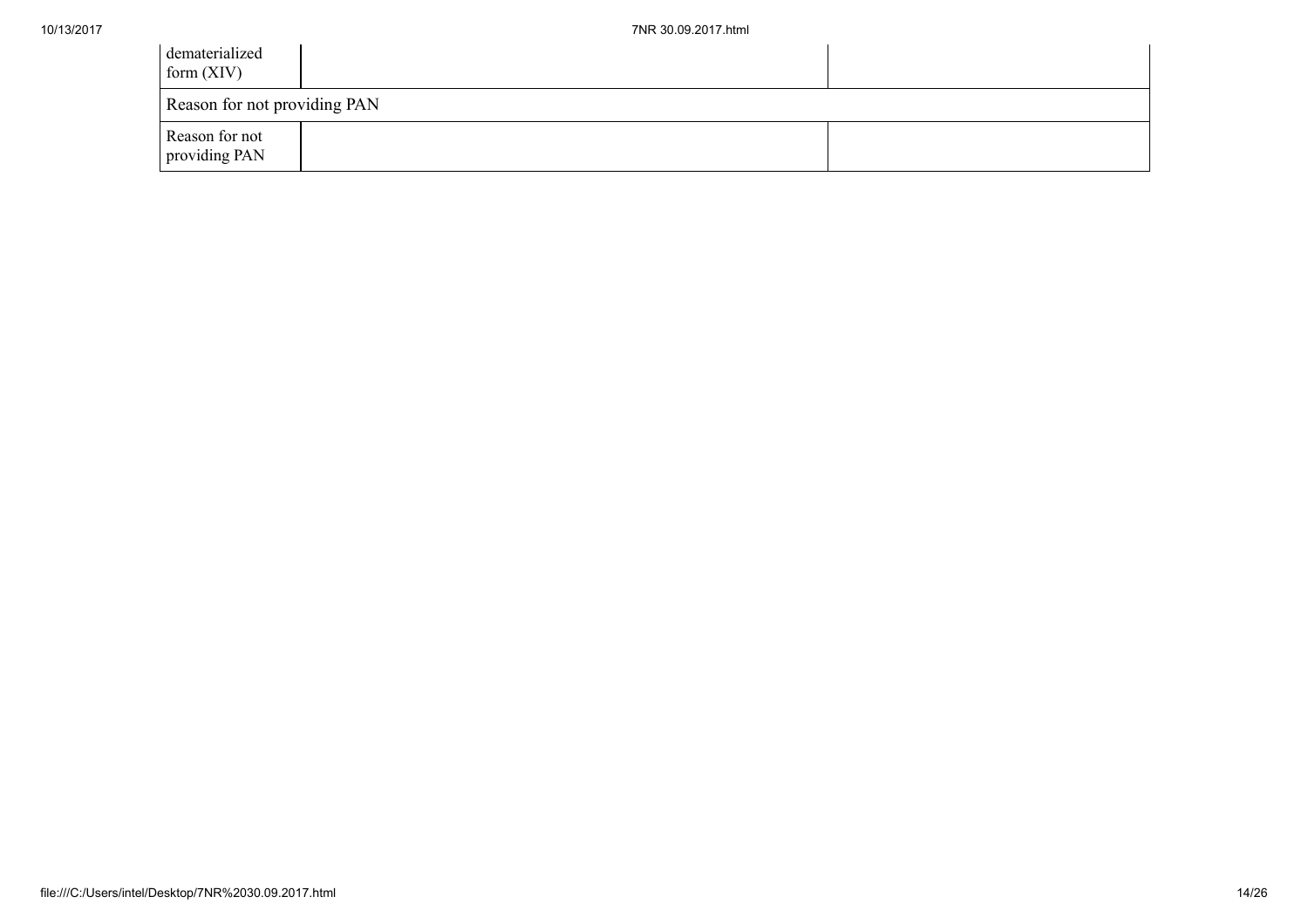| dematerialized form (XIV) | | |
|---|---|---|
| Reason for not providing PAN | | |
| Reason for not providing PAN | | |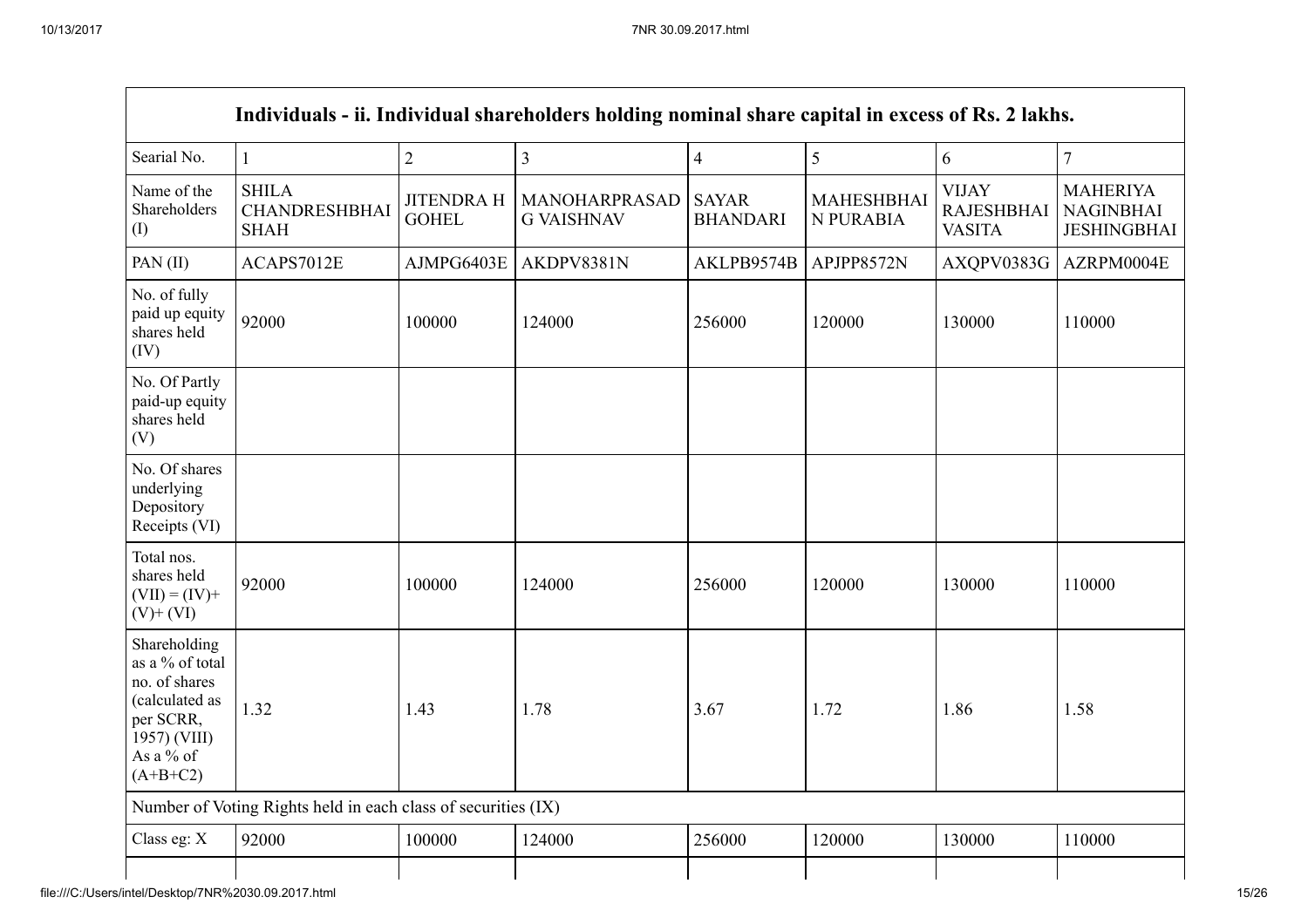| Individuals - ii. Individual shareholders holding nominal share capital in excess of Rs. 2 lakhs. | | | | | | | |
|---|---|---|---|---|---|---|---|
| Searial No. | 1 | 2 | 3 | 4 | 5 | 6 | 7 |
| Name of the Shareholders (I) | SHILA CHANDRESHBHAI SHAH | JITENDRA H GOHEL | MANOHARPRASAD G VAISHNAV | SAYAR BHANDARI | MAHESHBHAI N PURABIA | VIJAY RAJESHBHAI VASITA | MAHERIYA NAGINBHAI JESHINGBHAI |
| PAN (II) | ACAPS7012E | AJMPG6403E | AKDPV8381N | AKLPB9574B | APJPP8572N | AXQPV0383G | AZRPM0004E |
| No. of fully paid up equity shares held (IV) | 92000 | 100000 | 124000 | 256000 | 120000 | 130000 | 110000 |
| No. Of Partly paid-up equity shares held (V) | | | | | | | |
| No. Of shares underlying Depository Receipts (VI) | | | | | | | |
| Total nos. shares held (VII) = (IV)+ (V)+ (VI) | 92000 | 100000 | 124000 | 256000 | 120000 | 130000 | 110000 |
| Shareholding as a % of total no. of shares (calculated as per SCRR, 1957) (VIII) As a % of (A+B+C2) | 1.32 | 1.43 | 1.78 | 3.67 | 1.72 | 1.86 | 1.58 |
| Number of Voting Rights held in each class of securities (IX) | | | | | | | |
| Class eg: X | 92000 | 100000 | 124000 | 256000 | 120000 | 130000 | 110000 |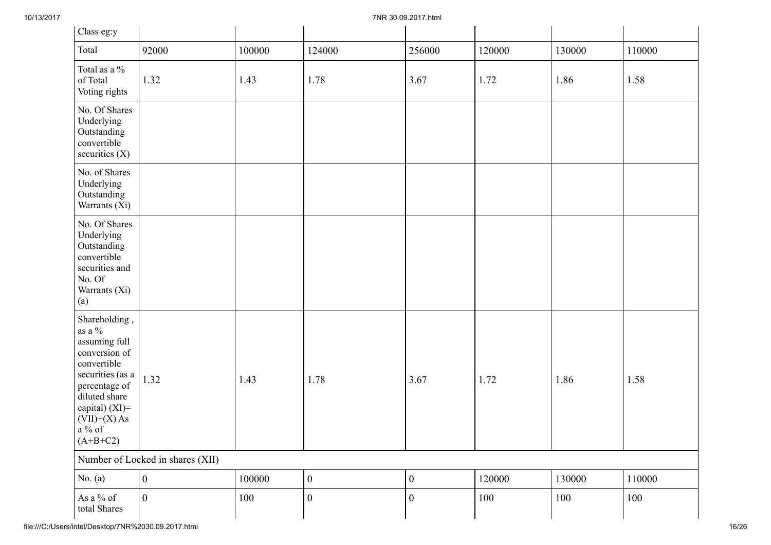| Class eg:y | | | | | | | |
|---|---|---|---|---|---|---|---|
| Total | 92000 | 100000 | 124000 | 256000 | 120000 | 130000 | 110000 |
| Total as a % of Total Voting rights | 1.32 | 1.43 | 1.78 | 3.67 | 1.72 | 1.86 | 1.58 |
| No. Of Shares Underlying Outstanding convertible securities (X) | | | | | | | |
| No. of Shares Underlying Outstanding Warrants (Xi) | | | | | | | |
| No. Of Shares Underlying Outstanding convertible securities and No. Of Warrants (Xi) (a) | | | | | | | |
| Shareholding , as a % assuming full conversion of convertible securities (as a percentage of diluted share capital) (XI)= (VII)+(X) As a % of (A+B+C2) | 1.32 | 1.43 | 1.78 | 3.67 | 1.72 | 1.86 | 1.58 |
| Number of Locked in shares (XII) | | | | | | | |
| No. (a) | 0 | 100000 | 0 | 0 | 120000 | 130000 | 110000 |
| As a % of total Shares | 0 | 100 | 0 | 0 | 100 | 100 | 100 |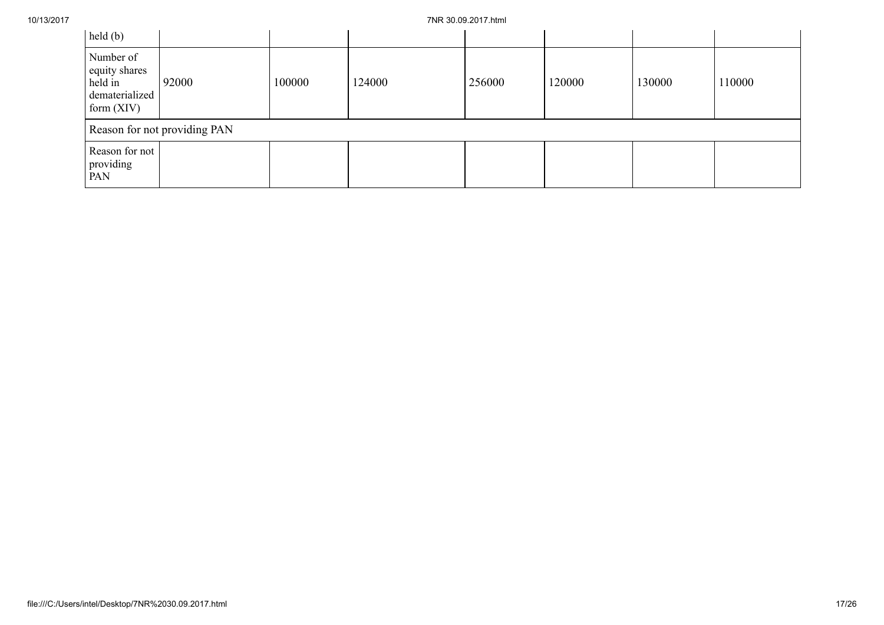| held (b) | | | | | | | |
|---|---|---|---|---|---|---|---|
| Number of equity shares held in dematerialized form (XIV) | 92000 | 100000 | 124000 | 256000 | 120000 | 130000 | 110000 |
| Reason for not providing PAN | | | | | | | |
| Reason for not providing PAN | | | | | | | |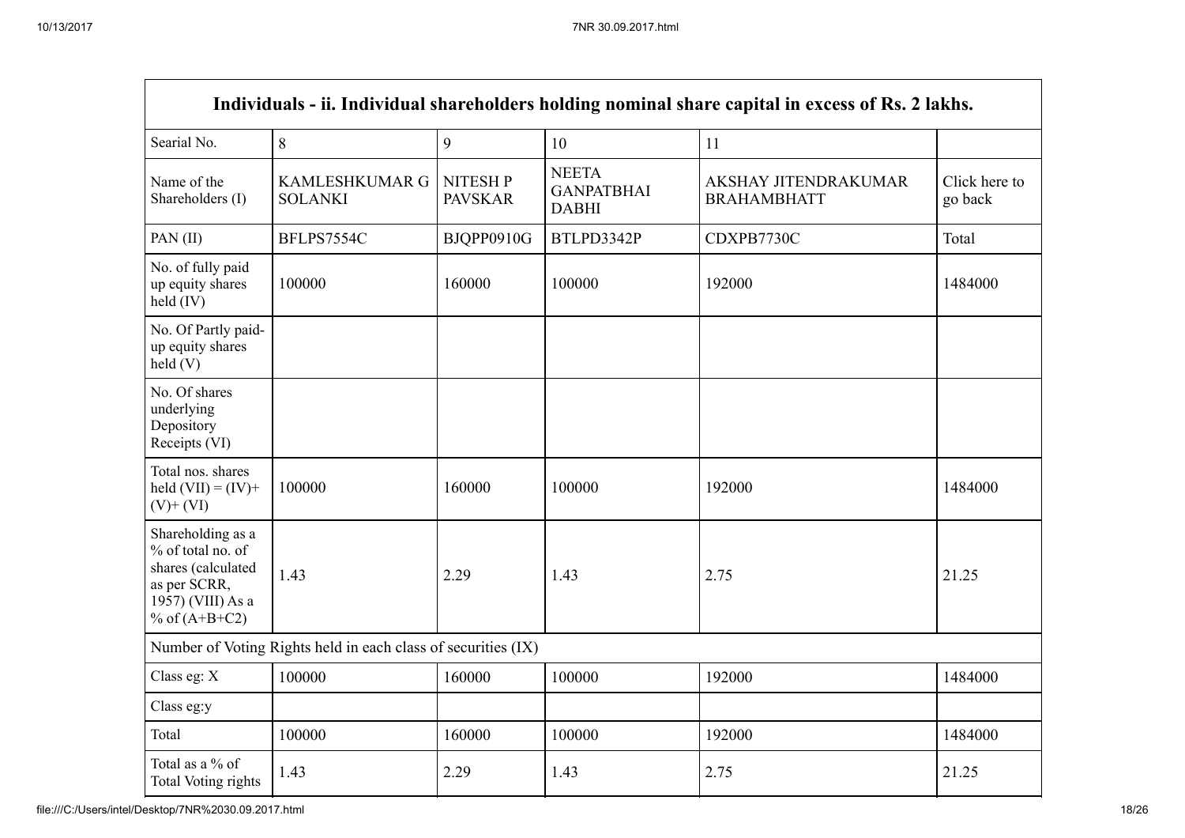| Individuals - ii. Individual shareholders holding nominal share capital in excess of Rs. 2 lakhs. | | | | | |
|---|---|---|---|---|---|
| Searial No. | 8 | 9 | 10 | 11 | |
| Name of the Shareholders (I) | KAMLESHKUMAR G SOLANKI | NITESH P PAVSKAR | NEETA GANPATBHAI DABHI | AKSHAY JITENDRAKUMAR BRAHAMBHATT | Click here to go back |
| PAN (II) | BFLPS7554C | BJQPP0910G | BTLPD3342P | CDXPB7730C | Total |
| No. of fully paid up equity shares held (IV) | 100000 | 160000 | 100000 | 192000 | 1484000 |
| No. Of Partly paid-up equity shares held (V) | | | | | |
| No. Of shares underlying Depository Receipts (VI) | | | | | |
| Total nos. shares held (VII) = (IV)+ (V)+ (VI) | 100000 | 160000 | 100000 | 192000 | 1484000 |
| Shareholding as a % of total no. of shares (calculated as per SCRR, 1957) (VIII) As a % of (A+B+C2) | 1.43 | 2.29 | 1.43 | 2.75 | 21.25 |
| Number of Voting Rights held in each class of securities (IX) | | | | | |
| Class eg: X | 100000 | 160000 | 100000 | 192000 | 1484000 |
| Class eg:y | | | | | |
| Total | 100000 | 160000 | 100000 | 192000 | 1484000 |
| Total as a % of Total Voting rights | 1.43 | 2.29 | 1.43 | 2.75 | 21.25 |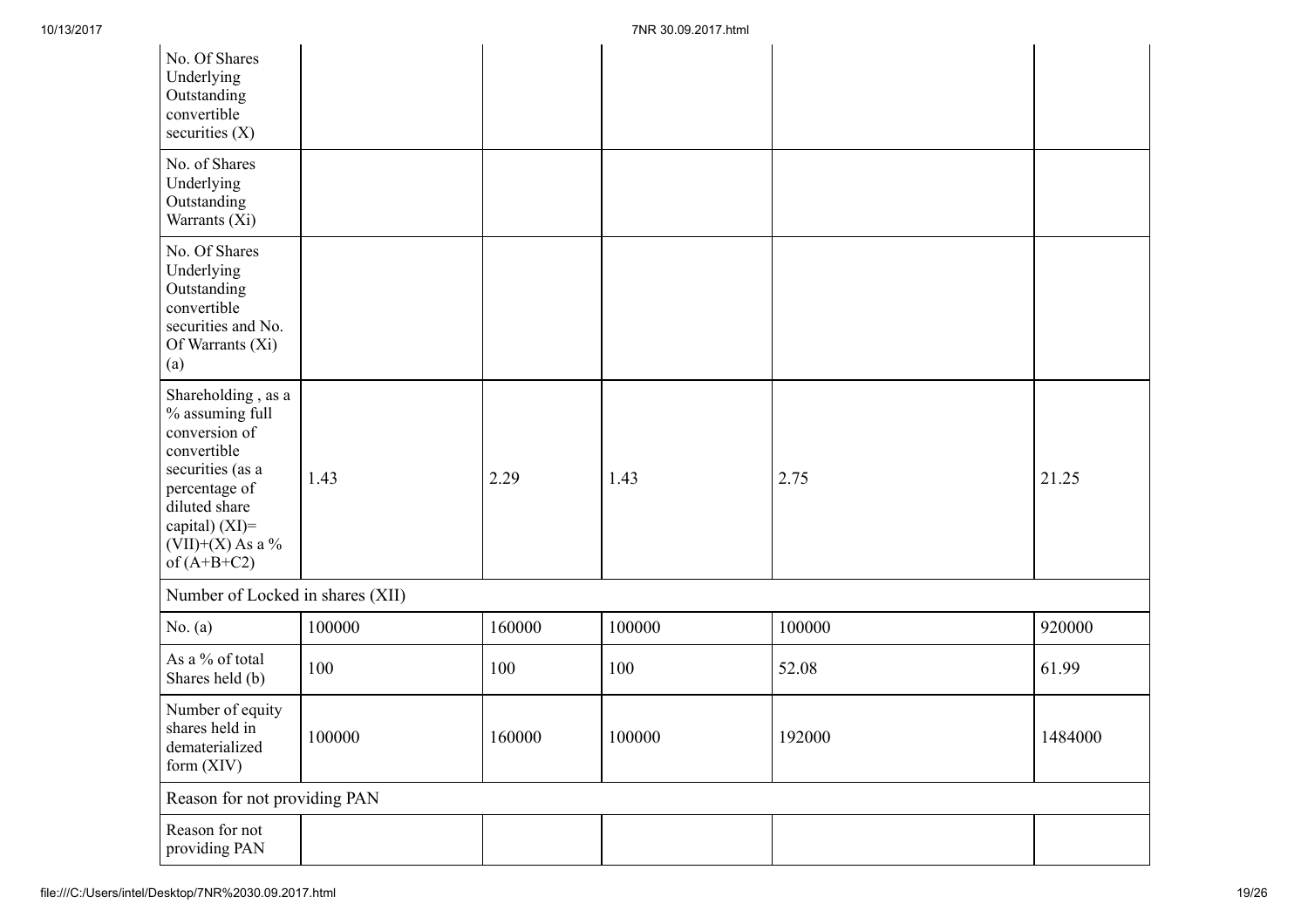| | | | | | |
|---|---|---|---|---|---|
| No. Of Shares Underlying Outstanding convertible securities (X) | | | | | |
| No. of Shares Underlying Outstanding Warrants (Xi) | | | | | |
| No. Of Shares Underlying Outstanding convertible securities and No. Of Warrants (Xi) (a) | | | | | |
| Shareholding , as a % assuming full conversion of convertible securities (as a percentage of diluted share capital) (XI)= (VII)+(X) As a % of (A+B+C2) | 1.43 | 2.29 | 1.43 | 2.75 | 21.25 |
| Number of Locked in shares (XII) | | | | | |
| No. (a) | 100000 | 160000 | 100000 | 100000 | 920000 |
| As a % of total Shares held (b) | 100 | 100 | 100 | 52.08 | 61.99 |
| Number of equity shares held in dematerialized form (XIV) | 100000 | 160000 | 100000 | 192000 | 1484000 |
| Reason for not providing PAN | | | | | |
| Reason for not providing PAN | | | | | |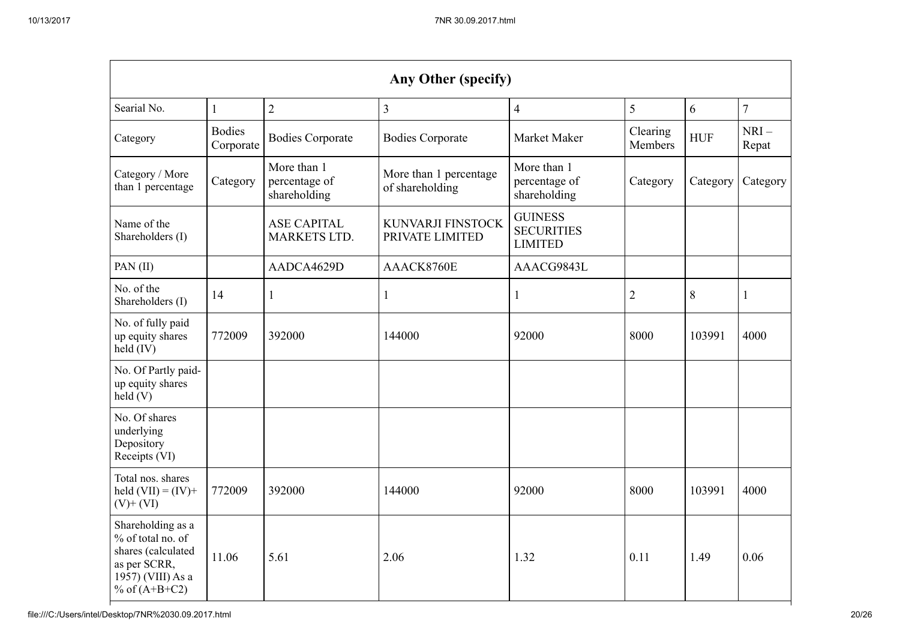| Any Other (specify) | | | | | | | |
|---|---|---|---|---|---|---|---|
| Searial No. | 1 | 2 | 3 | 4 | 5 | 6 | 7 |
| Category | Bodies Corporate | Bodies Corporate | Bodies Corporate | Market Maker | Clearing Members | HUF | NRI – Repat |
| Category / More than 1 percentage | Category | More than 1 percentage of shareholding | More than 1 percentage of shareholding | More than 1 percentage of shareholding | Category | Category | Category |
| Name of the Shareholders (I) | | ASE CAPITAL MARKETS LTD. | KUNVARJI FINSTOCK PRIVATE LIMITED | GUINESS SECURITIES LIMITED | | | |
| PAN (II) | | AADCA4629D | AAACK8760E | AAACG9843L | | | |
| No. of the Shareholders (I) | 14 | 1 | 1 | 1 | 2 | 8 | 1 |
| No. of fully paid up equity shares held (IV) | 772009 | 392000 | 144000 | 92000 | 8000 | 103991 | 4000 |
| No. Of Partly paid-up equity shares held (V) | | | | | | | |
| No. Of shares underlying Depository Receipts (VI) | | | | | | | |
| Total nos. shares held (VII) = (IV)+ (V)+ (VI) | 772009 | 392000 | 144000 | 92000 | 8000 | 103991 | 4000 |
| Shareholding as a % of total no. of shares (calculated as per SCRR, 1957) (VIII) As a % of (A+B+C2) | 11.06 | 5.61 | 2.06 | 1.32 | 0.11 | 1.49 | 0.06 |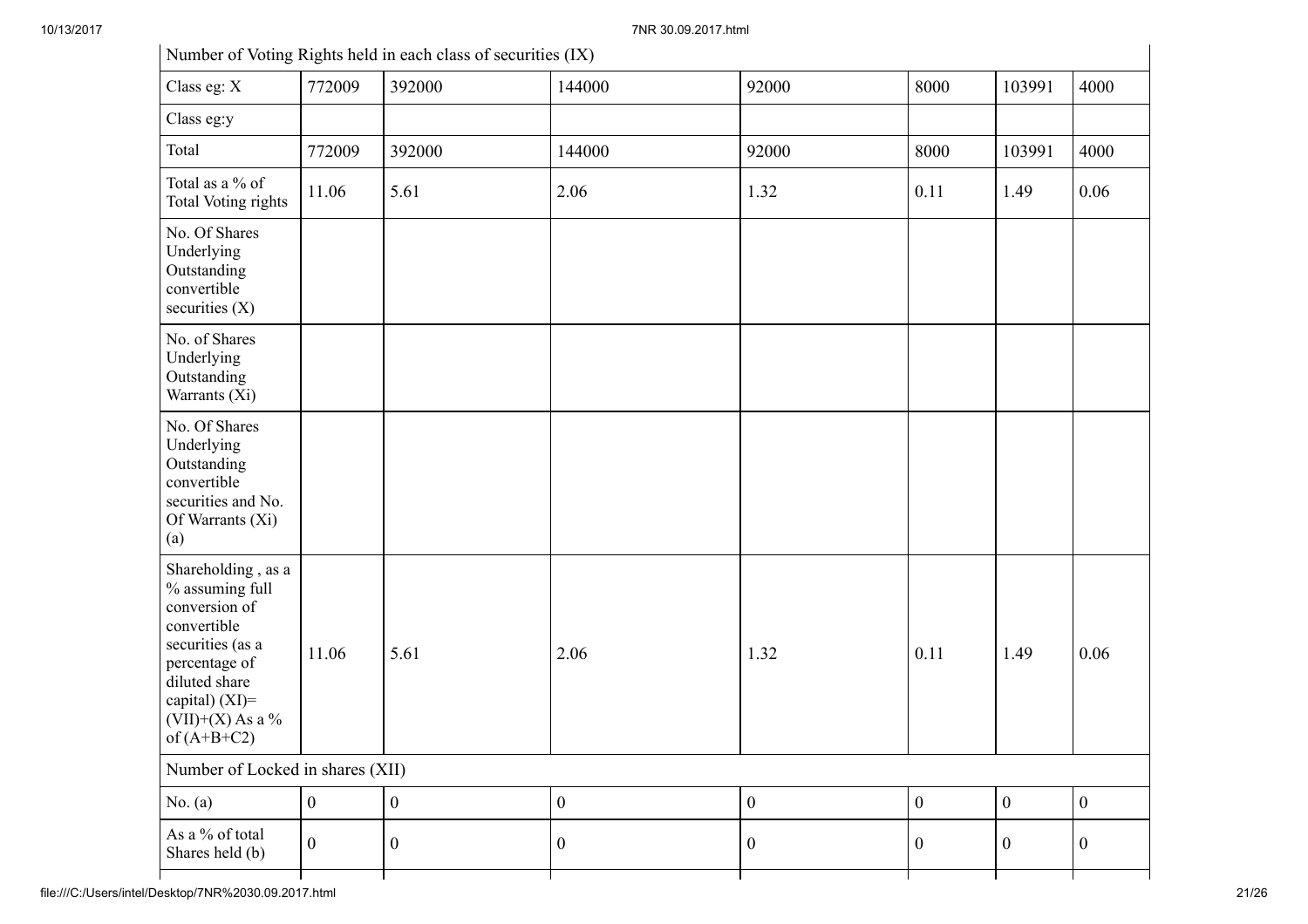| Number of Voting Rights held in each class of securities (IX) | | | | | | | |
|---|---|---|---|---|---|---|---|
| Class eg: X | 772009 | 392000 | 144000 | 92000 | 8000 | 103991 | 4000 |
| Class eg:y | | | | | | | |
| Total | 772009 | 392000 | 144000 | 92000 | 8000 | 103991 | 4000 |
| Total as a % of Total Voting rights | 11.06 | 5.61 | 2.06 | 1.32 | 0.11 | 1.49 | 0.06 |
| No. Of Shares Underlying Outstanding convertible securities (X) | | | | | | | |
| No. of Shares Underlying Outstanding Warrants (Xi) | | | | | | | |
| No. Of Shares Underlying Outstanding convertible securities and No. Of Warrants (Xi) (a) | | | | | | | |
| Shareholding , as a % assuming full conversion of convertible securities (as a percentage of diluted share capital) (XI)= (VII)+(X) As a % of (A+B+C2) | 11.06 | 5.61 | 2.06 | 1.32 | 0.11 | 1.49 | 0.06 |
| Number of Locked in shares (XII) | | | | | | | |
| No. (a) | 0 | 0 | 0 | 0 | 0 | 0 | 0 |
| As a % of total Shares held (b) | 0 | 0 | 0 | 0 | 0 | 0 | 0 |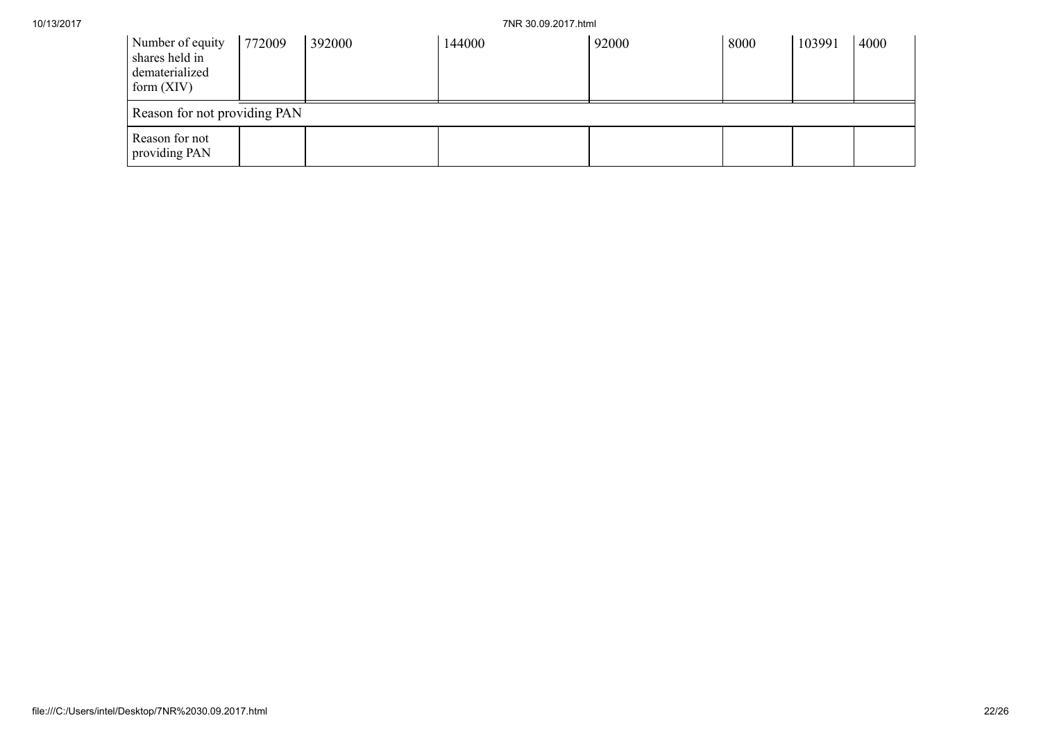| Number of equity shares held in dematerialized form (XIV) | 772009 | 392000 | 144000 | 92000 | 8000 | 103991 | 4000 |
|---|---|---|---|---|---|---|---|
| Reason for not providing PAN | | | | | | | |
| Reason for not providing PAN | | | | | | | |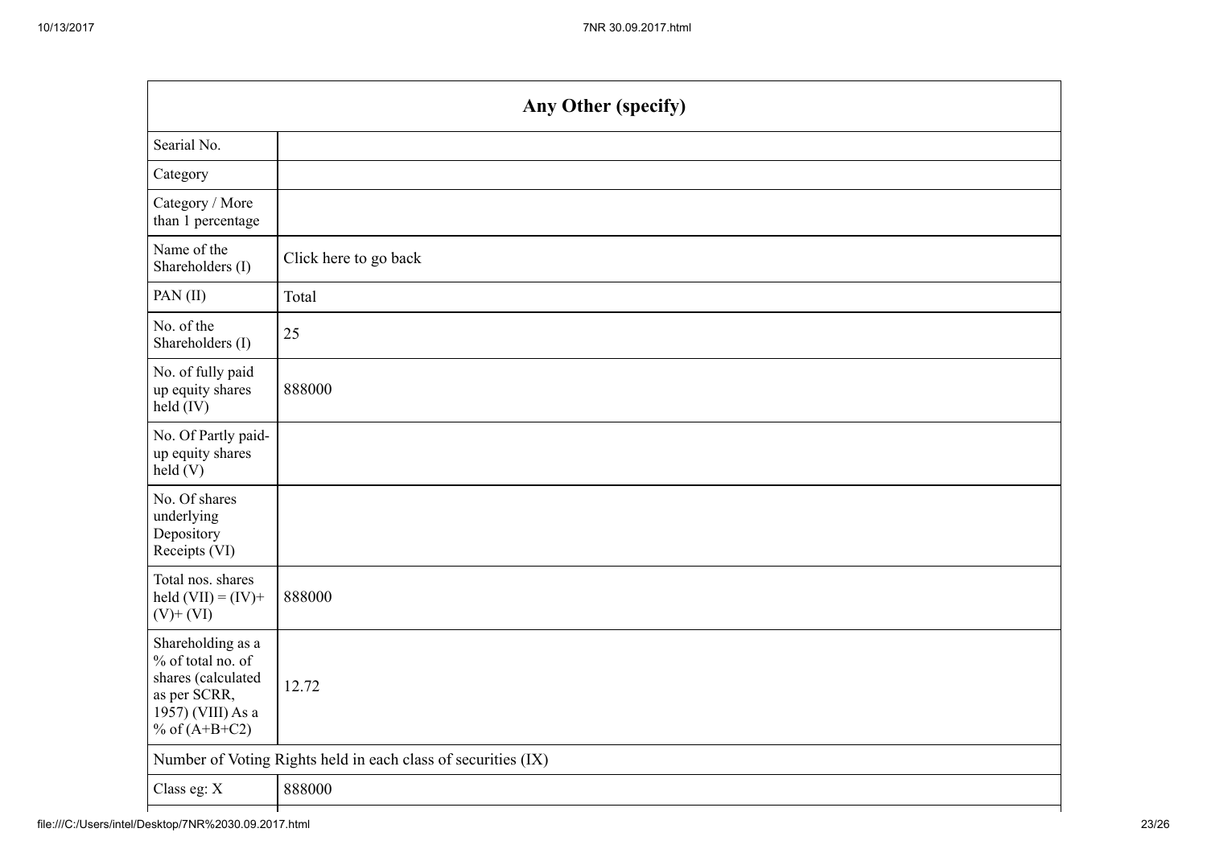| Any Other (specify) | |
|---|---|
| Searial No. | |
| Category | |
| Category / More than 1 percentage | |
| Name of the Shareholders (I) | Click here to go back |
| PAN (II) | Total |
| No. of the Shareholders (I) | 25 |
| No. of fully paid up equity shares held (IV) | 888000 |
| No. Of Partly paid-up equity shares held (V) | |
| No. Of shares underlying Depository Receipts (VI) | |
| Total nos. shares held (VII) = (IV)+ (V)+ (VI) | 888000 |
| Shareholding as a % of total no. of shares (calculated as per SCRR, 1957) (VIII) As a % of (A+B+C2) | 12.72 |
| Number of Voting Rights held in each class of securities (IX) | |
| Class eg: X | 888000 |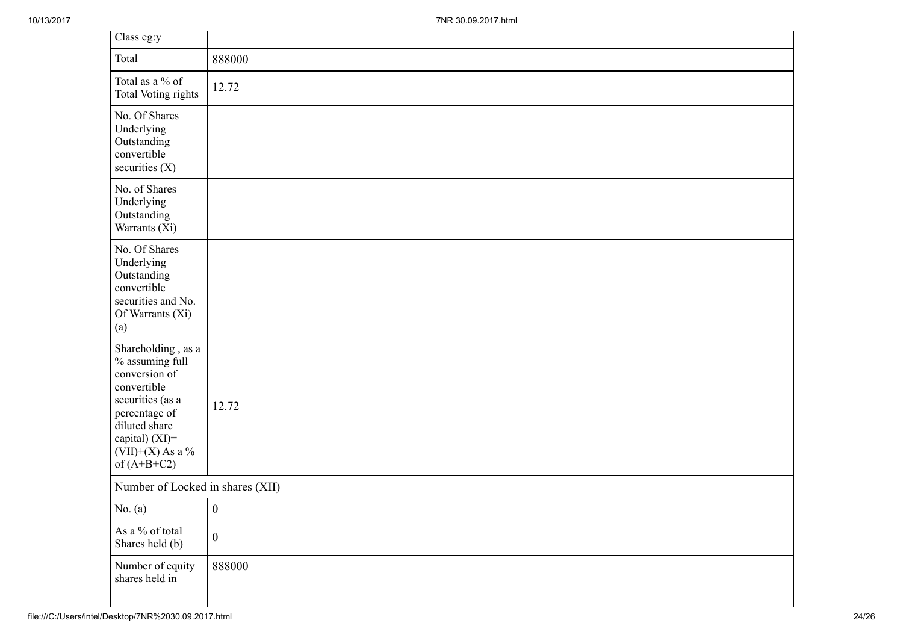| Class eg:y | |
|---|---|
| Total | 888000 |
| Total as a % of Total Voting rights | 12.72 |
| No. Of Shares Underlying Outstanding convertible securities (X) | |
| No. of Shares Underlying Outstanding Warrants (Xi) | |
| No. Of Shares Underlying Outstanding convertible securities and No. Of Warrants (Xi) (a) | |
| Shareholding , as a % assuming full conversion of convertible securities (as a percentage of diluted share capital) (XI)= (VII)+(X) As a % of (A+B+C2) | 12.72 |
| Number of Locked in shares (XII) | |
| No. (a) | 0 |
| As a % of total Shares held (b) | 0 |
| Number of equity shares held in | 888000 |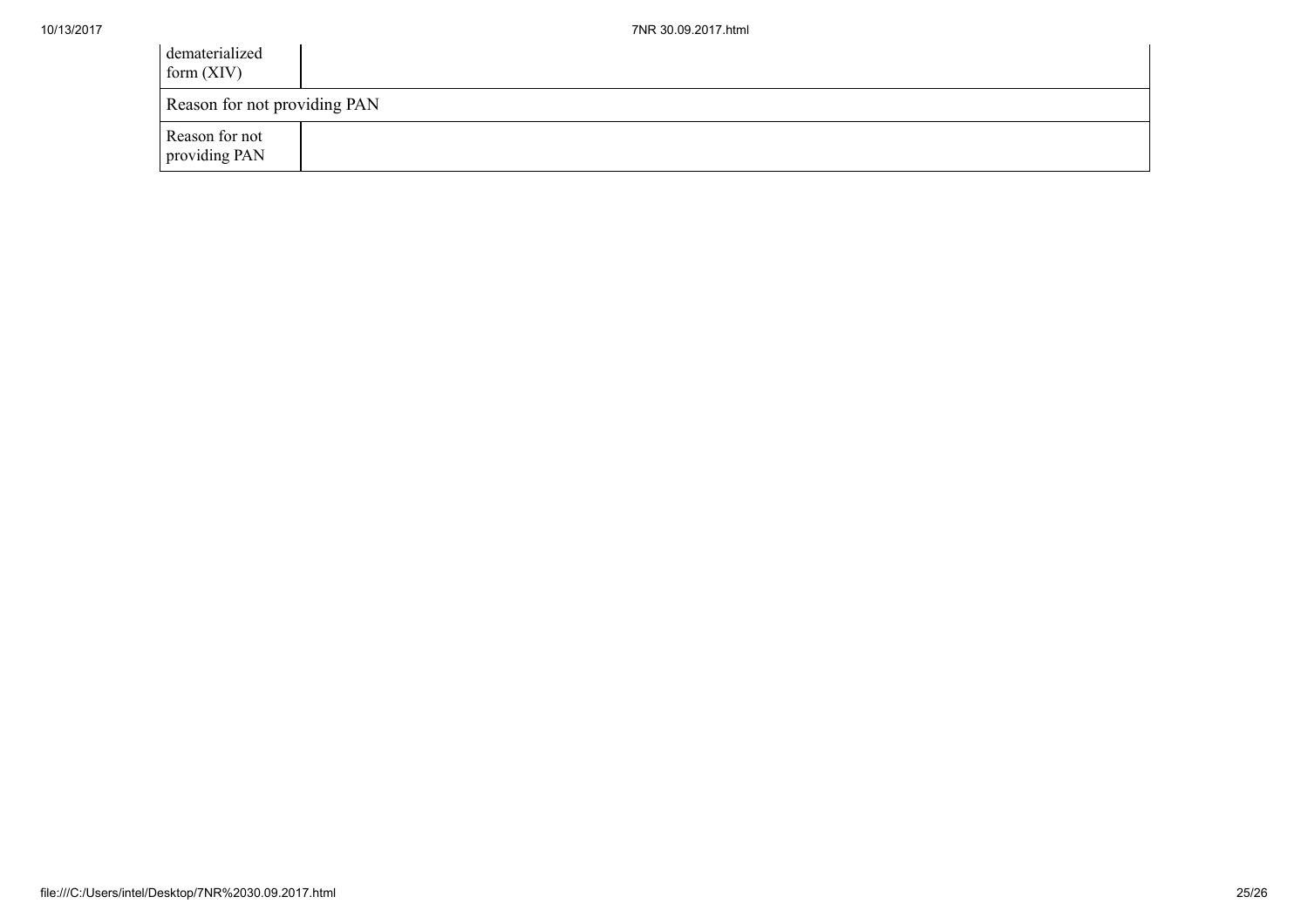| | |
|---|---|
| dematerialized form (XIV) | |
| Reason for not providing PAN | |
| Reason for not providing PAN | |